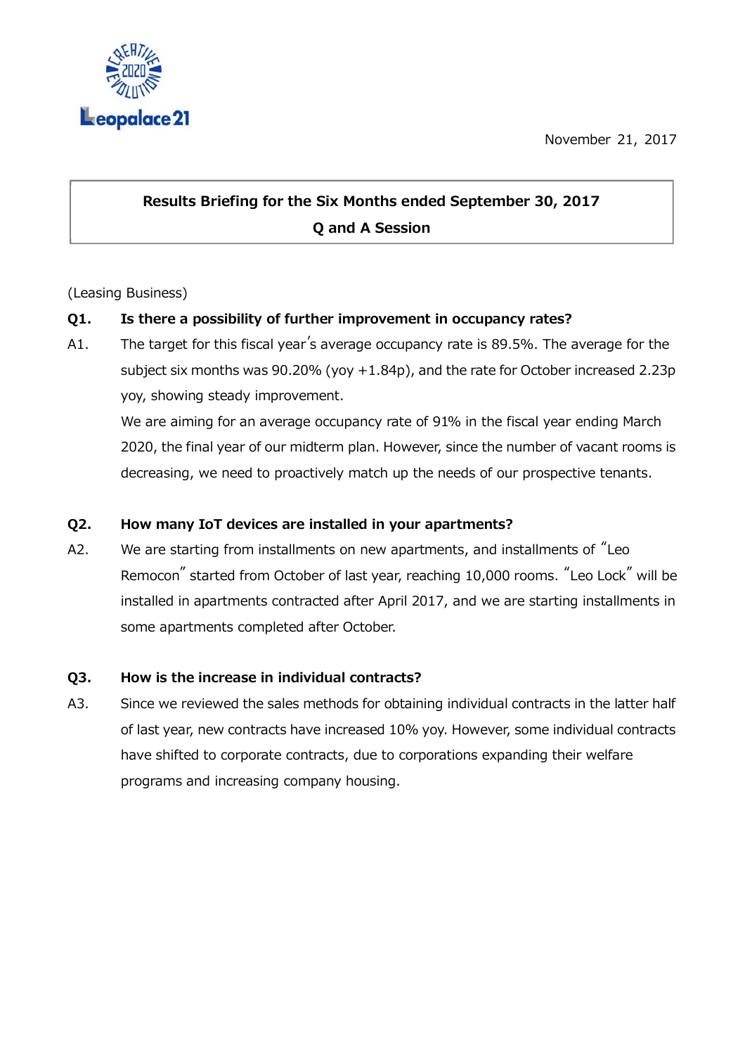November 21, 2017

## Results Briefing for the Six Months ended September 30, 2017
## Q and A Session

(Leasing Business)

**Q1. Is there a possibility of further improvement in occupancy rates?**

A1. The target for this fiscal year's average occupancy rate is 89.5%. The average for the subject six months was 90.20% (yoy +1.84p), and the rate for October increased 2.23p yoy, showing steady improvement.

We are aiming for an average occupancy rate of 91% in the fiscal year ending March 2020, the final year of our midterm plan. However, since the number of vacant rooms is decreasing, we need to proactively match up the needs of our prospective tenants.

**Q2. How many IoT devices are installed in your apartments?**

A2. We are starting from installments on new apartments, and installments of "Leo Remocon" started from October of last year, reaching 10,000 rooms. "Leo Lock" will be installed in apartments contracted after April 2017, and we are starting installments in some apartments completed after October.

**Q3. How is the increase in individual contracts?**

A3. Since we reviewed the sales methods for obtaining individual contracts in the latter half of last year, new contracts have increased 10% yoy. However, some individual contracts have shifted to corporate contracts, due to corporations expanding their welfare programs and increasing company housing.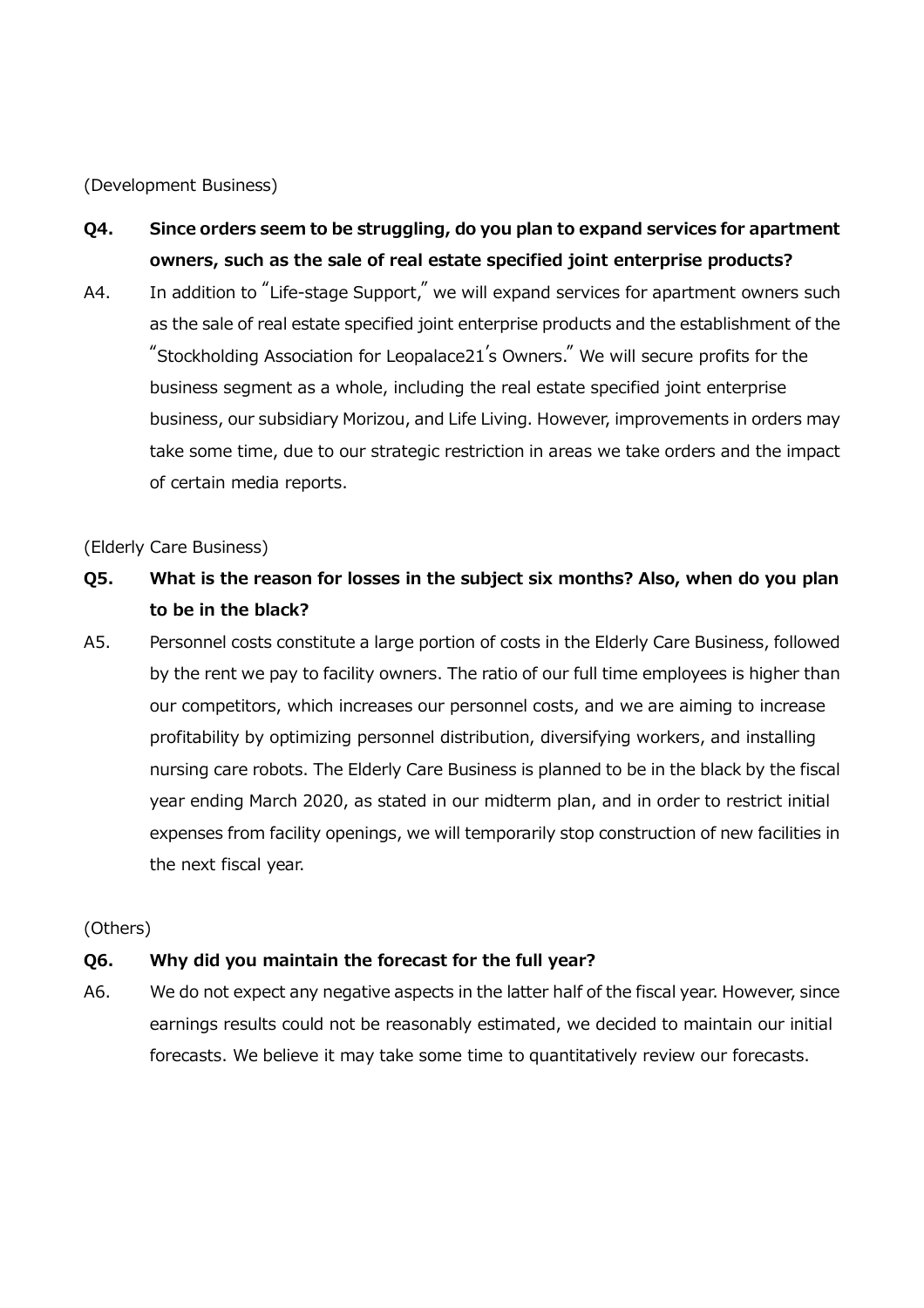(Development Business)

**Q4. Since orders seem to be struggling, do you plan to expand services for apartment owners, such as the sale of real estate specified joint enterprise products?**

A4. In addition to "Life-stage Support," we will expand services for apartment owners such as the sale of real estate specified joint enterprise products and the establishment of the "Stockholding Association for Leopalace21's Owners." We will secure profits for the business segment as a whole, including the real estate specified joint enterprise business, our subsidiary Morizou, and Life Living. However, improvements in orders may take some time, due to our strategic restriction in areas we take orders and the impact of certain media reports.

(Elderly Care Business)

**Q5. What is the reason for losses in the subject six months? Also, when do you plan to be in the black?**

A5. Personnel costs constitute a large portion of costs in the Elderly Care Business, followed by the rent we pay to facility owners. The ratio of our full time employees is higher than our competitors, which increases our personnel costs, and we are aiming to increase profitability by optimizing personnel distribution, diversifying workers, and installing nursing care robots. The Elderly Care Business is planned to be in the black by the fiscal year ending March 2020, as stated in our midterm plan, and in order to restrict initial expenses from facility openings, we will temporarily stop construction of new facilities in the next fiscal year.

(Others)

**Q6. Why did you maintain the forecast for the full year?**

A6. We do not expect any negative aspects in the latter half of the fiscal year. However, since earnings results could not be reasonably estimated, we decided to maintain our initial forecasts. We believe it may take some time to quantitatively review our forecasts.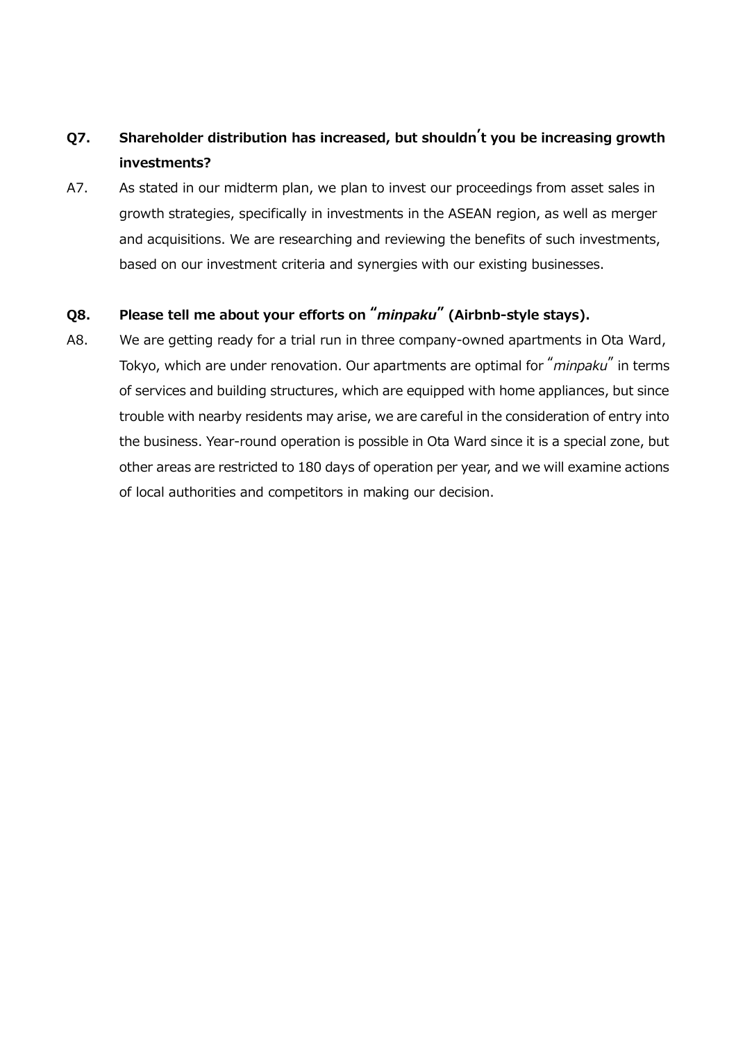**Q7. Shareholder distribution has increased, but shouldn't you be increasing growth investments?**

A7. As stated in our midterm plan, we plan to invest our proceedings from asset sales in growth strategies, specifically in investments in the ASEAN region, as well as merger and acquisitions. We are researching and reviewing the benefits of such investments, based on our investment criteria and synergies with our existing businesses.

**Q8. Please tell me about your efforts on "*minpaku*" (Airbnb-style stays).**

A8. We are getting ready for a trial run in three company-owned apartments in Ota Ward, Tokyo, which are under renovation. Our apartments are optimal for "*minpaku*" in terms of services and building structures, which are equipped with home appliances, but since trouble with nearby residents may arise, we are careful in the consideration of entry into the business. Year-round operation is possible in Ota Ward since it is a special zone, but other areas are restricted to 180 days of operation per year, and we will examine actions of local authorities and competitors in making our decision.